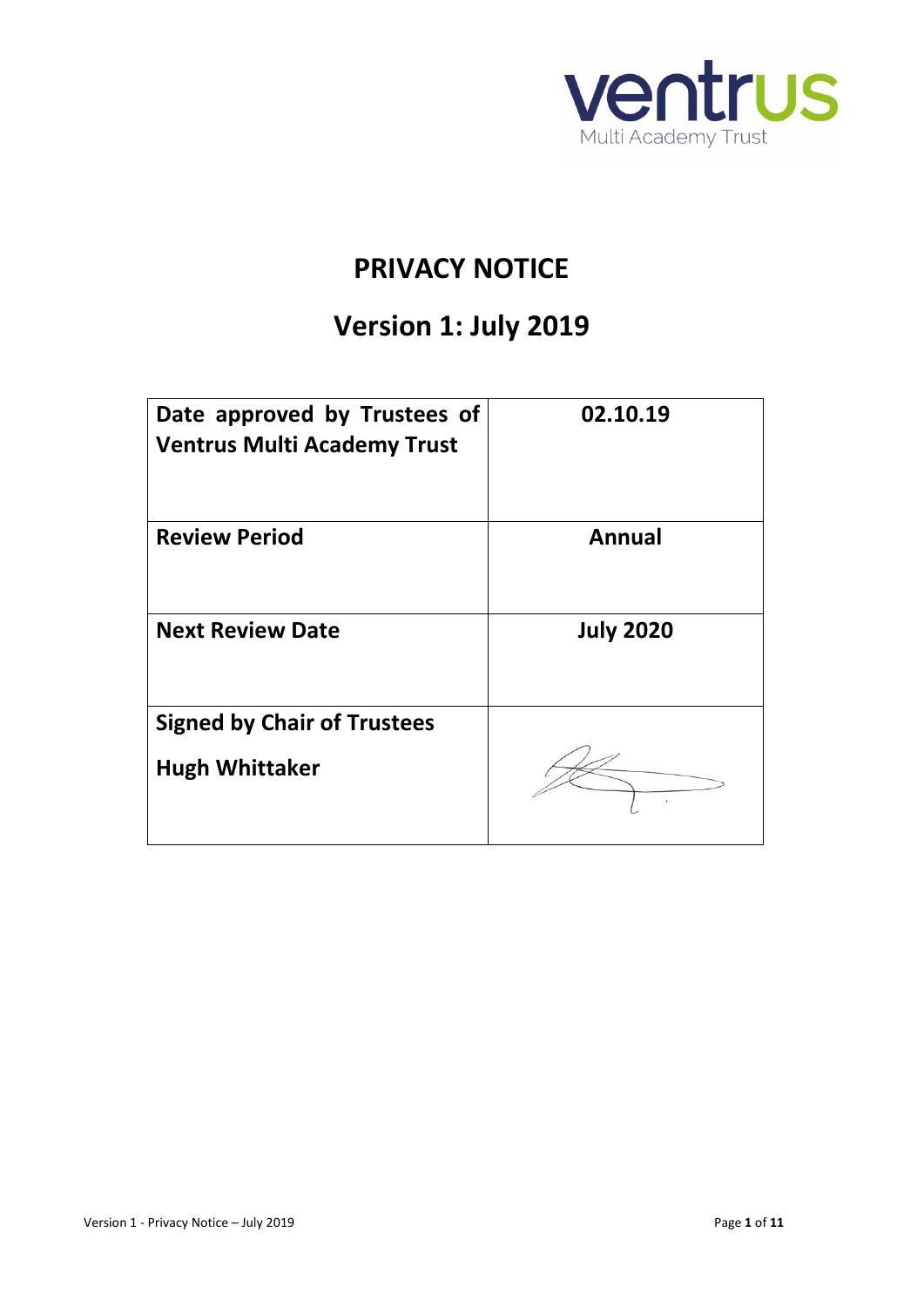# PRIVACY NOTICE

## Version 1: July 2019

| Date approved by Trustees of Ventrus Multi Academy Trust | 02.10.19 |
|---|---|
| Review Period | Annual |
| Next Review Date | July 2020 |
| Signed by Chair of Trustees<br>Hugh Whittaker | |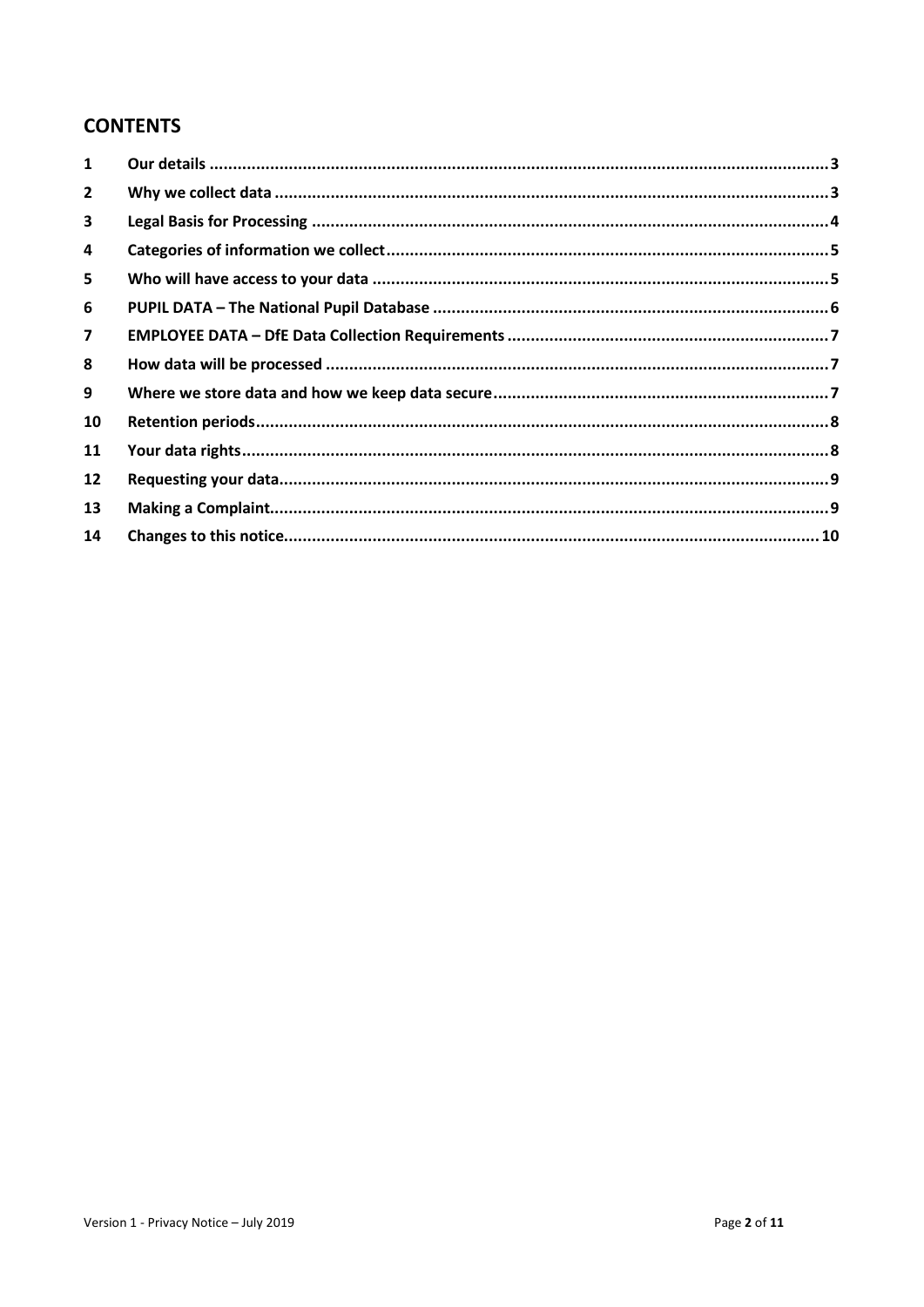## CONTENTS

| | | |
|---|---|---|
| 1 | Our details | 3 |
| 2 | Why we collect data | 3 |
| 3 | Legal Basis for Processing | 4 |
| 4 | Categories of information we collect | 5 |
| 5 | Who will have access to your data | 5 |
| 6 | PUPIL DATA – The National Pupil Database | 6 |
| 7 | EMPLOYEE DATA – DfE Data Collection Requirements | 7 |
| 8 | How data will be processed | 7 |
| 9 | Where we store data and how we keep data secure | 7 |
| 10 | Retention periods | 8 |
| 11 | Your data rights | 8 |
| 12 | Requesting your data | 9 |
| 13 | Making a Complaint | 9 |
| 14 | Changes to this notice | 10 |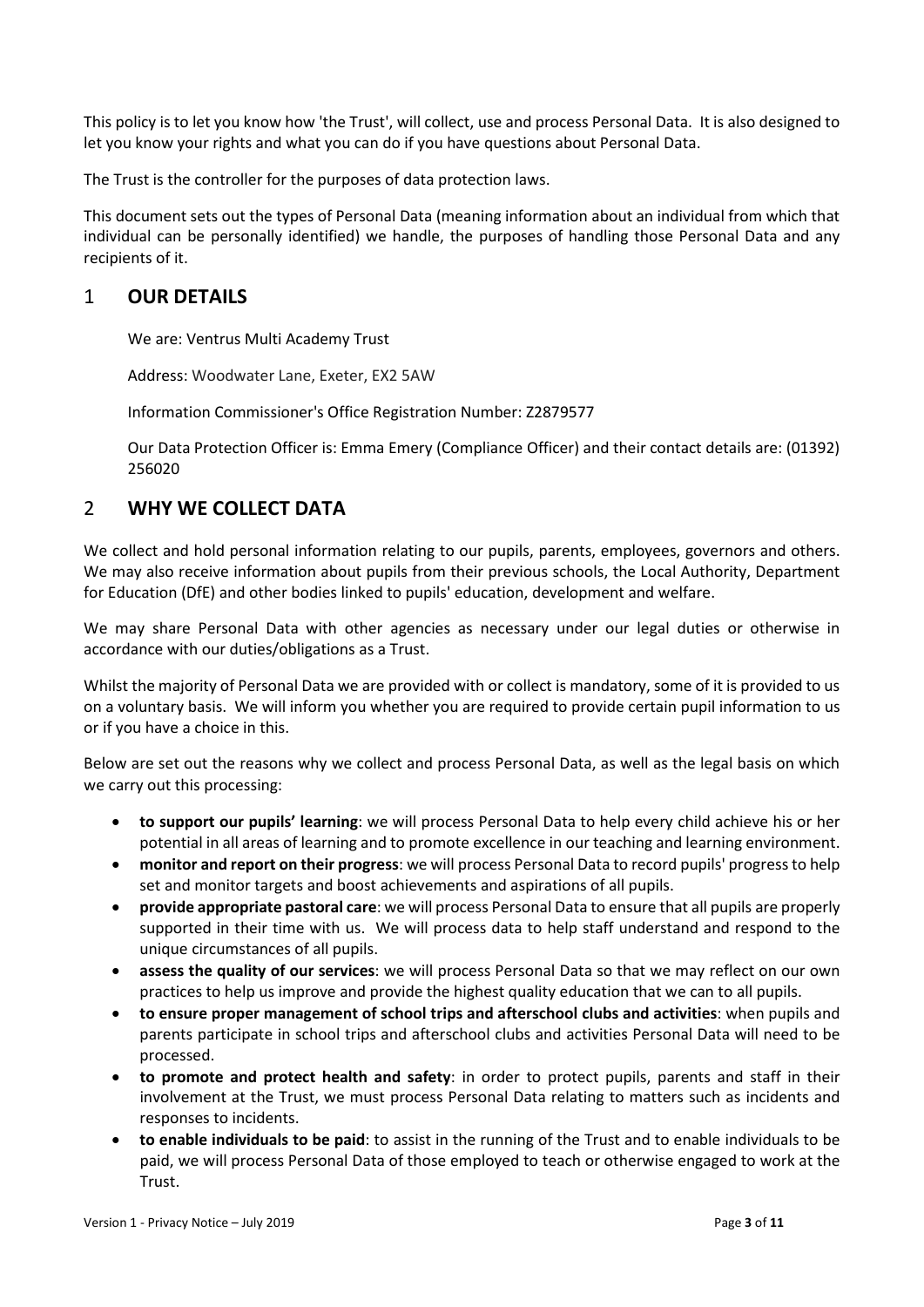This policy is to let you know how 'the Trust', will collect, use and process Personal Data. It is also designed to let you know your rights and what you can do if you have questions about Personal Data.

The Trust is the controller for the purposes of data protection laws.

This document sets out the types of Personal Data (meaning information about an individual from which that individual can be personally identified) we handle, the purposes of handling those Personal Data and any recipients of it.

## 1 OUR DETAILS

We are: Ventrus Multi Academy Trust

Address: Woodwater Lane, Exeter, EX2 5AW

Information Commissioner's Office Registration Number: Z2879577

Our Data Protection Officer is: Emma Emery (Compliance Officer) and their contact details are: (01392) 256020

## 2 WHY WE COLLECT DATA

We collect and hold personal information relating to our pupils, parents, employees, governors and others. We may also receive information about pupils from their previous schools, the Local Authority, Department for Education (DfE) and other bodies linked to pupils' education, development and welfare.

We may share Personal Data with other agencies as necessary under our legal duties or otherwise in accordance with our duties/obligations as a Trust.

Whilst the majority of Personal Data we are provided with or collect is mandatory, some of it is provided to us on a voluntary basis. We will inform you whether you are required to provide certain pupil information to us or if you have a choice in this.

Below are set out the reasons why we collect and process Personal Data, as well as the legal basis on which we carry out this processing:

- **to support our pupils' learning**: we will process Personal Data to help every child achieve his or her potential in all areas of learning and to promote excellence in our teaching and learning environment.
- **monitor and report on their progress**: we will process Personal Data to record pupils' progress to help set and monitor targets and boost achievements and aspirations of all pupils.
- **provide appropriate pastoral care**: we will process Personal Data to ensure that all pupils are properly supported in their time with us. We will process data to help staff understand and respond to the unique circumstances of all pupils.
- **assess the quality of our services**: we will process Personal Data so that we may reflect on our own practices to help us improve and provide the highest quality education that we can to all pupils.
- **to ensure proper management of school trips and afterschool clubs and activities**: when pupils and parents participate in school trips and afterschool clubs and activities Personal Data will need to be processed.
- **to promote and protect health and safety**: in order to protect pupils, parents and staff in their involvement at the Trust, we must process Personal Data relating to matters such as incidents and responses to incidents.
- **to enable individuals to be paid**: to assist in the running of the Trust and to enable individuals to be paid, we will process Personal Data of those employed to teach or otherwise engaged to work at the Trust.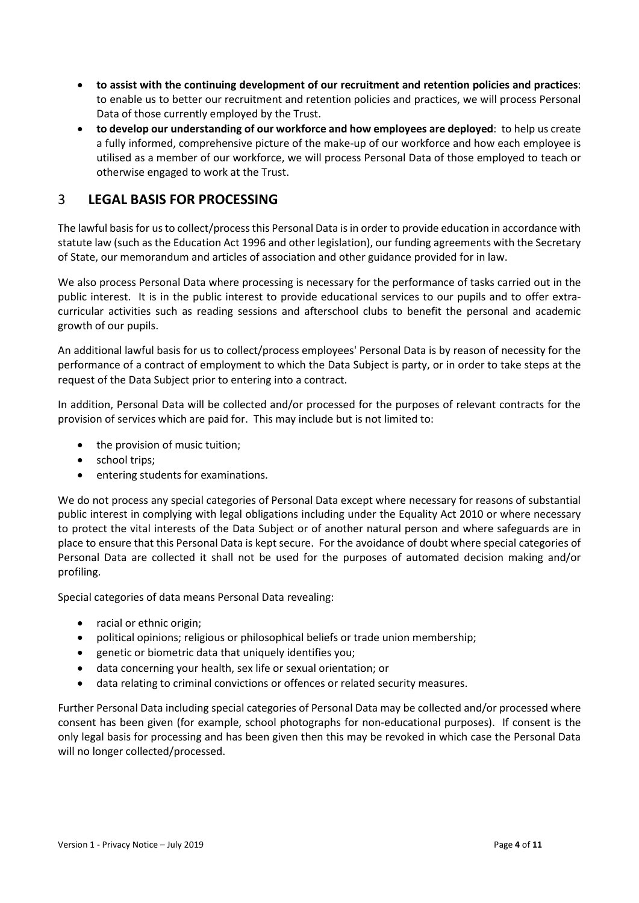- **to assist with the continuing development of our recruitment and retention policies and practices**: to enable us to better our recruitment and retention policies and practices, we will process Personal Data of those currently employed by the Trust.
- **to develop our understanding of our workforce and how employees are deployed**: to help us create a fully informed, comprehensive picture of the make-up of our workforce and how each employee is utilised as a member of our workforce, we will process Personal Data of those employed to teach or otherwise engaged to work at the Trust.

## 3 LEGAL BASIS FOR PROCESSING

The lawful basis for us to collect/process this Personal Data is in order to provide education in accordance with statute law (such as the Education Act 1996 and other legislation), our funding agreements with the Secretary of State, our memorandum and articles of association and other guidance provided for in law.

We also process Personal Data where processing is necessary for the performance of tasks carried out in the public interest. It is in the public interest to provide educational services to our pupils and to offer extra-curricular activities such as reading sessions and afterschool clubs to benefit the personal and academic growth of our pupils.

An additional lawful basis for us to collect/process employees' Personal Data is by reason of necessity for the performance of a contract of employment to which the Data Subject is party, or in order to take steps at the request of the Data Subject prior to entering into a contract.

In addition, Personal Data will be collected and/or processed for the purposes of relevant contracts for the provision of services which are paid for. This may include but is not limited to:

- the provision of music tuition;
- school trips;
- entering students for examinations.

We do not process any special categories of Personal Data except where necessary for reasons of substantial public interest in complying with legal obligations including under the Equality Act 2010 or where necessary to protect the vital interests of the Data Subject or of another natural person and where safeguards are in place to ensure that this Personal Data is kept secure. For the avoidance of doubt where special categories of Personal Data are collected it shall not be used for the purposes of automated decision making and/or profiling.

Special categories of data means Personal Data revealing:

- racial or ethnic origin;
- political opinions; religious or philosophical beliefs or trade union membership;
- genetic or biometric data that uniquely identifies you;
- data concerning your health, sex life or sexual orientation; or
- data relating to criminal convictions or offences or related security measures.

Further Personal Data including special categories of Personal Data may be collected and/or processed where consent has been given (for example, school photographs for non-educational purposes). If consent is the only legal basis for processing and has been given then this may be revoked in which case the Personal Data will no longer collected/processed.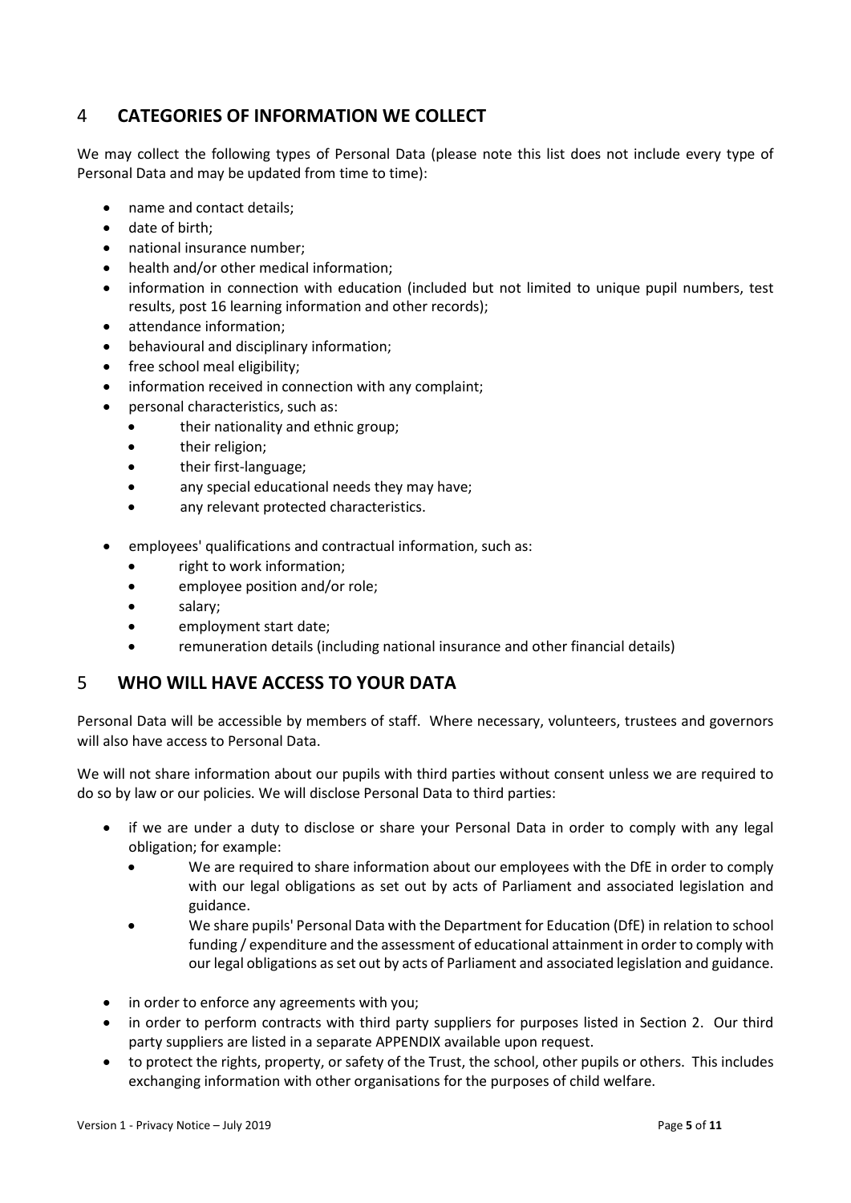## 4 CATEGORIES OF INFORMATION WE COLLECT

We may collect the following types of Personal Data (please note this list does not include every type of Personal Data and may be updated from time to time):

- name and contact details;
- date of birth;
- national insurance number;
- health and/or other medical information;
- information in connection with education (included but not limited to unique pupil numbers, test results, post 16 learning information and other records);
- attendance information;
- behavioural and disciplinary information;
- free school meal eligibility;
- information received in connection with any complaint;
- personal characteristics, such as:
  - their nationality and ethnic group;
  - their religion;
  - their first-language;
  - any special educational needs they may have;
  - any relevant protected characteristics.
- employees' qualifications and contractual information, such as:
  - right to work information;
  - employee position and/or role;
  - salary;
  - employment start date;
  - remuneration details (including national insurance and other financial details)

## 5 WHO WILL HAVE ACCESS TO YOUR DATA

Personal Data will be accessible by members of staff. Where necessary, volunteers, trustees and governors will also have access to Personal Data.

We will not share information about our pupils with third parties without consent unless we are required to do so by law or our policies. We will disclose Personal Data to third parties:

- if we are under a duty to disclose or share your Personal Data in order to comply with any legal obligation; for example:
  - We are required to share information about our employees with the DfE in order to comply with our legal obligations as set out by acts of Parliament and associated legislation and guidance.
  - We share pupils' Personal Data with the Department for Education (DfE) in relation to school funding / expenditure and the assessment of educational attainment in order to comply with our legal obligations as set out by acts of Parliament and associated legislation and guidance.
- in order to enforce any agreements with you;
- in order to perform contracts with third party suppliers for purposes listed in Section 2. Our third party suppliers are listed in a separate APPENDIX available upon request.
- to protect the rights, property, or safety of the Trust, the school, other pupils or others. This includes exchanging information with other organisations for the purposes of child welfare.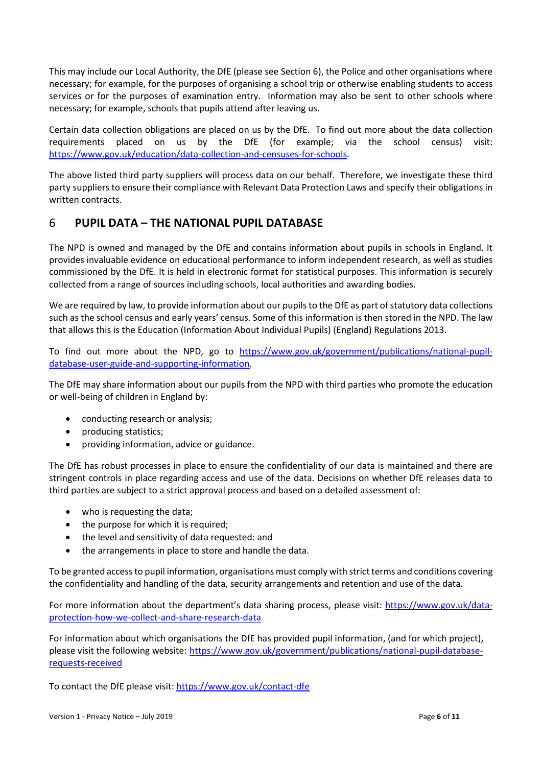This may include our Local Authority, the DfE (please see Section 6), the Police and other organisations where necessary; for example, for the purposes of organising a school trip or otherwise enabling students to access services or for the purposes of examination entry. Information may also be sent to other schools where necessary; for example, schools that pupils attend after leaving us.

Certain data collection obligations are placed on us by the DfE. To find out more about the data collection requirements placed on us by the DfE (for example; via the school census) visit: [https://www.gov.uk/education/data-collection-and-censuses-for-schools](https://www.gov.uk/education/data-collection-and-censuses-for-schools).

The above listed third party suppliers will process data on our behalf. Therefore, we investigate these third party suppliers to ensure their compliance with Relevant Data Protection Laws and specify their obligations in written contracts.

## 6 PUPIL DATA – THE NATIONAL PUPIL DATABASE

The NPD is owned and managed by the DfE and contains information about pupils in schools in England. It provides invaluable evidence on educational performance to inform independent research, as well as studies commissioned by the DfE. It is held in electronic format for statistical purposes. This information is securely collected from a range of sources including schools, local authorities and awarding bodies.

We are required by law, to provide information about our pupils to the DfE as part of statutory data collections such as the school census and early years' census. Some of this information is then stored in the NPD. The law that allows this is the Education (Information About Individual Pupils) (England) Regulations 2013.

To find out more about the NPD, go to [https://www.gov.uk/government/publications/national-pupil-database-user-guide-and-supporting-information](https://www.gov.uk/government/publications/national-pupil-database-user-guide-and-supporting-information).

The DfE may share information about our pupils from the NPD with third parties who promote the education or well-being of children in England by:

- conducting research or analysis;
- producing statistics;
- providing information, advice or guidance.

The DfE has robust processes in place to ensure the confidentiality of our data is maintained and there are stringent controls in place regarding access and use of the data. Decisions on whether DfE releases data to third parties are subject to a strict approval process and based on a detailed assessment of:

- who is requesting the data;
- the purpose for which it is required;
- the level and sensitivity of data requested: and
- the arrangements in place to store and handle the data.

To be granted access to pupil information, organisations must comply with strict terms and conditions covering the confidentiality and handling of the data, security arrangements and retention and use of the data.

For more information about the department's data sharing process, please visit: [https://www.gov.uk/data-protection-how-we-collect-and-share-research-data](https://www.gov.uk/data-protection-how-we-collect-and-share-research-data)

For information about which organisations the DfE has provided pupil information, (and for which project), please visit the following website: [https://www.gov.uk/government/publications/national-pupil-database-requests-received](https://www.gov.uk/government/publications/national-pupil-database-requests-received)

To contact the DfE please visit: [https://www.gov.uk/contact-dfe](https://www.gov.uk/contact-dfe)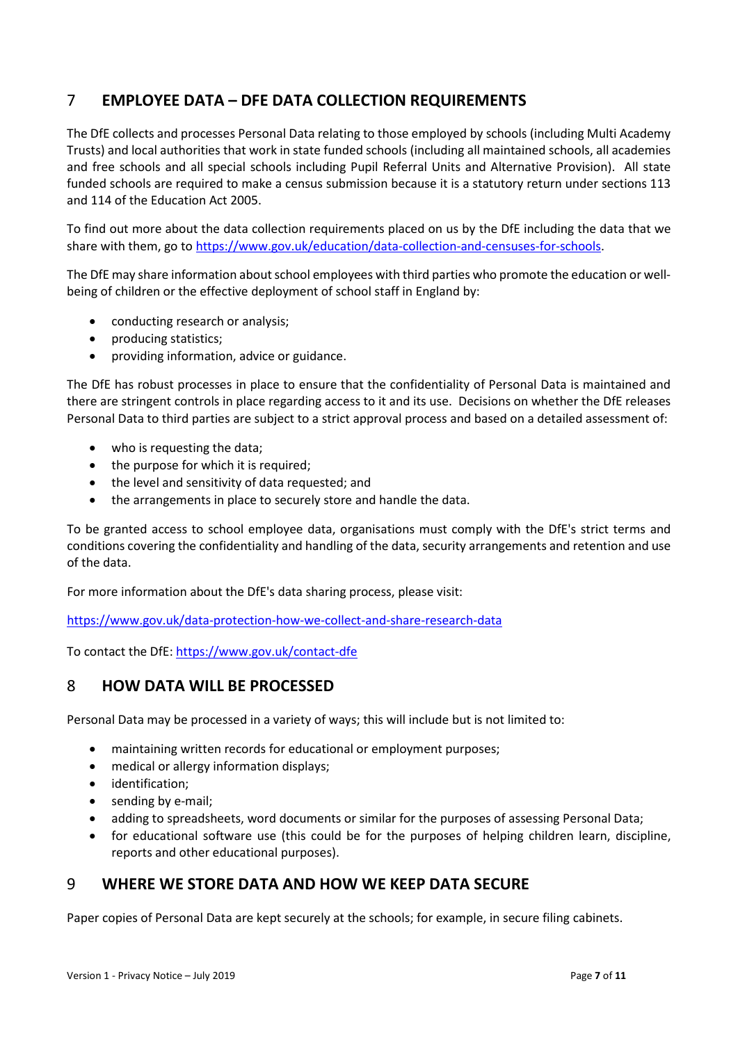## 7 EMPLOYEE DATA – DFE DATA COLLECTION REQUIREMENTS

The DfE collects and processes Personal Data relating to those employed by schools (including Multi Academy Trusts) and local authorities that work in state funded schools (including all maintained schools, all academies and free schools and all special schools including Pupil Referral Units and Alternative Provision). All state funded schools are required to make a census submission because it is a statutory return under sections 113 and 114 of the Education Act 2005.

To find out more about the data collection requirements placed on us by the DfE including the data that we share with them, go to https://www.gov.uk/education/data-collection-and-censuses-for-schools.

The DfE may share information about school employees with third parties who promote the education or well-being of children or the effective deployment of school staff in England by:

- conducting research or analysis;
- producing statistics;
- providing information, advice or guidance.

The DfE has robust processes in place to ensure that the confidentiality of Personal Data is maintained and there are stringent controls in place regarding access to it and its use. Decisions on whether the DfE releases Personal Data to third parties are subject to a strict approval process and based on a detailed assessment of:

- who is requesting the data;
- the purpose for which it is required;
- the level and sensitivity of data requested; and
- the arrangements in place to securely store and handle the data.

To be granted access to school employee data, organisations must comply with the DfE's strict terms and conditions covering the confidentiality and handling of the data, security arrangements and retention and use of the data.

For more information about the DfE's data sharing process, please visit:

https://www.gov.uk/data-protection-how-we-collect-and-share-research-data

To contact the DfE: https://www.gov.uk/contact-dfe

## 8 HOW DATA WILL BE PROCESSED

Personal Data may be processed in a variety of ways; this will include but is not limited to:

- maintaining written records for educational or employment purposes;
- medical or allergy information displays;
- identification;
- sending by e-mail;
- adding to spreadsheets, word documents or similar for the purposes of assessing Personal Data;
- for educational software use (this could be for the purposes of helping children learn, discipline, reports and other educational purposes).

## 9 WHERE WE STORE DATA AND HOW WE KEEP DATA SECURE

Paper copies of Personal Data are kept securely at the schools; for example, in secure filing cabinets.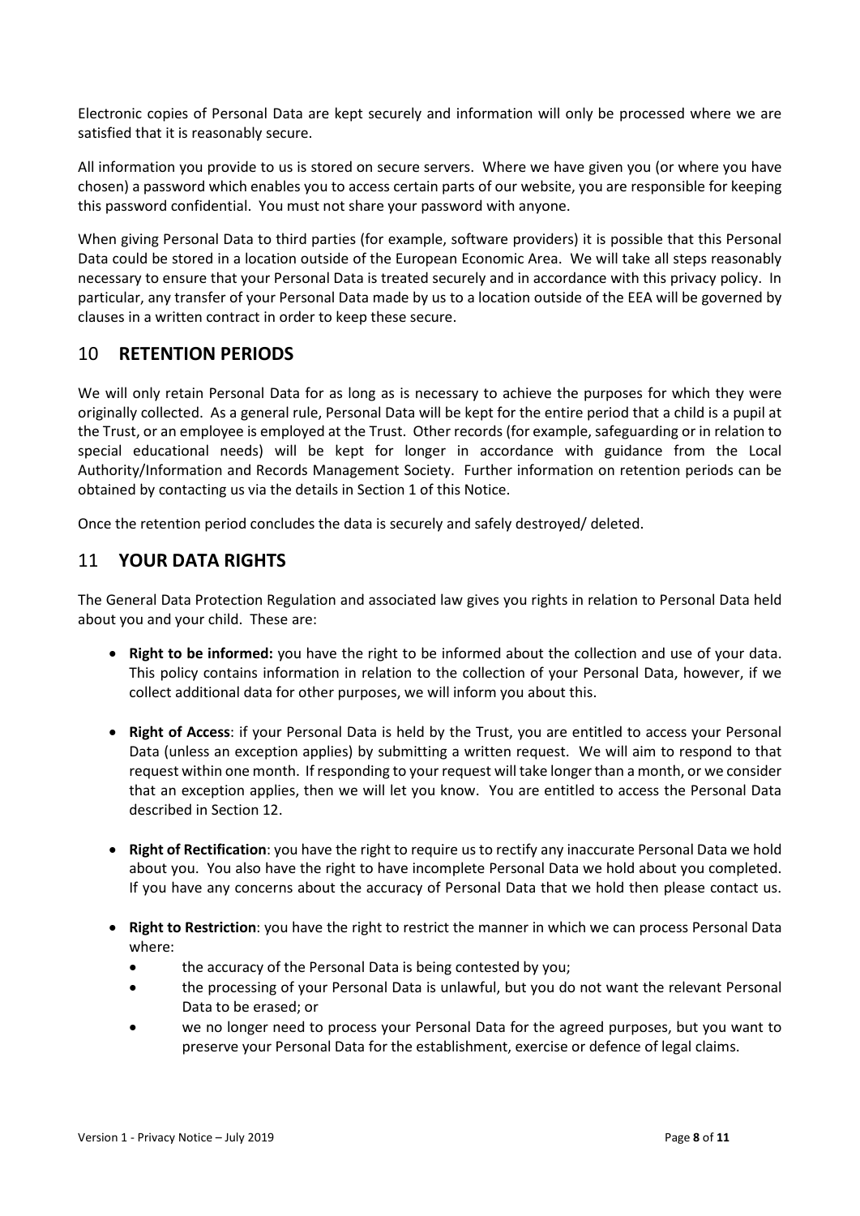Electronic copies of Personal Data are kept securely and information will only be processed where we are satisfied that it is reasonably secure.

All information you provide to us is stored on secure servers. Where we have given you (or where you have chosen) a password which enables you to access certain parts of our website, you are responsible for keeping this password confidential. You must not share your password with anyone.

When giving Personal Data to third parties (for example, software providers) it is possible that this Personal Data could be stored in a location outside of the European Economic Area. We will take all steps reasonably necessary to ensure that your Personal Data is treated securely and in accordance with this privacy policy. In particular, any transfer of your Personal Data made by us to a location outside of the EEA will be governed by clauses in a written contract in order to keep these secure.

## 10 RETENTION PERIODS

We will only retain Personal Data for as long as is necessary to achieve the purposes for which they were originally collected. As a general rule, Personal Data will be kept for the entire period that a child is a pupil at the Trust, or an employee is employed at the Trust. Other records (for example, safeguarding or in relation to special educational needs) will be kept for longer in accordance with guidance from the Local Authority/Information and Records Management Society. Further information on retention periods can be obtained by contacting us via the details in Section 1 of this Notice.

Once the retention period concludes the data is securely and safely destroyed/ deleted.

## 11 YOUR DATA RIGHTS

The General Data Protection Regulation and associated law gives you rights in relation to Personal Data held about you and your child. These are:

- **Right to be informed:** you have the right to be informed about the collection and use of your data. This policy contains information in relation to the collection of your Personal Data, however, if we collect additional data for other purposes, we will inform you about this.

- **Right of Access**: if your Personal Data is held by the Trust, you are entitled to access your Personal Data (unless an exception applies) by submitting a written request. We will aim to respond to that request within one month. If responding to your request will take longer than a month, or we consider that an exception applies, then we will let you know. You are entitled to access the Personal Data described in Section 12.

- **Right of Rectification**: you have the right to require us to rectify any inaccurate Personal Data we hold about you. You also have the right to have incomplete Personal Data we hold about you completed. If you have any concerns about the accuracy of Personal Data that we hold then please contact us.

- **Right to Restriction**: you have the right to restrict the manner in which we can process Personal Data where:
  - the accuracy of the Personal Data is being contested by you;
  - the processing of your Personal Data is unlawful, but you do not want the relevant Personal Data to be erased; or
  - we no longer need to process your Personal Data for the agreed purposes, but you want to preserve your Personal Data for the establishment, exercise or defence of legal claims.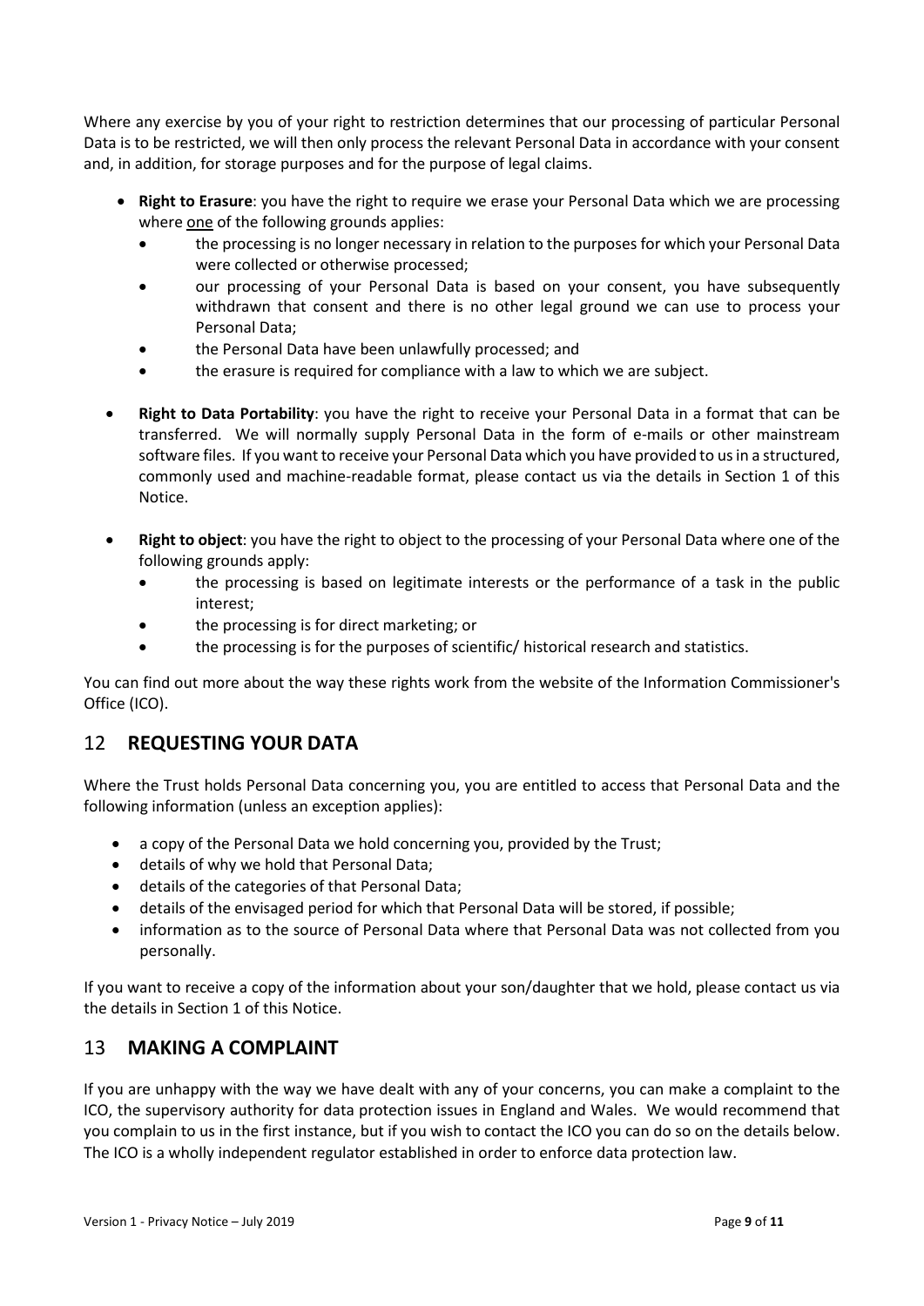Where any exercise by you of your right to restriction determines that our processing of particular Personal Data is to be restricted, we will then only process the relevant Personal Data in accordance with your consent and, in addition, for storage purposes and for the purpose of legal claims.

- **Right to Erasure**: you have the right to require we erase your Personal Data which we are processing where one of the following grounds applies:
  - the processing is no longer necessary in relation to the purposes for which your Personal Data were collected or otherwise processed;
  - our processing of your Personal Data is based on your consent, you have subsequently withdrawn that consent and there is no other legal ground we can use to process your Personal Data;
  - the Personal Data have been unlawfully processed; and
  - the erasure is required for compliance with a law to which we are subject.

- **Right to Data Portability**: you have the right to receive your Personal Data in a format that can be transferred. We will normally supply Personal Data in the form of e-mails or other mainstream software files. If you want to receive your Personal Data which you have provided to us in a structured, commonly used and machine-readable format, please contact us via the details in Section 1 of this Notice.

- **Right to object**: you have the right to object to the processing of your Personal Data where one of the following grounds apply:
  - the processing is based on legitimate interests or the performance of a task in the public interest;
  - the processing is for direct marketing; or
  - the processing is for the purposes of scientific/ historical research and statistics.

You can find out more about the way these rights work from the website of the Information Commissioner's Office (ICO).

## 12 REQUESTING YOUR DATA

Where the Trust holds Personal Data concerning you, you are entitled to access that Personal Data and the following information (unless an exception applies):

- a copy of the Personal Data we hold concerning you, provided by the Trust;
- details of why we hold that Personal Data;
- details of the categories of that Personal Data;
- details of the envisaged period for which that Personal Data will be stored, if possible;
- information as to the source of Personal Data where that Personal Data was not collected from you personally.

If you want to receive a copy of the information about your son/daughter that we hold, please contact us via the details in Section 1 of this Notice.

## 13 MAKING A COMPLAINT

If you are unhappy with the way we have dealt with any of your concerns, you can make a complaint to the ICO, the supervisory authority for data protection issues in England and Wales. We would recommend that you complain to us in the first instance, but if you wish to contact the ICO you can do so on the details below. The ICO is a wholly independent regulator established in order to enforce data protection law.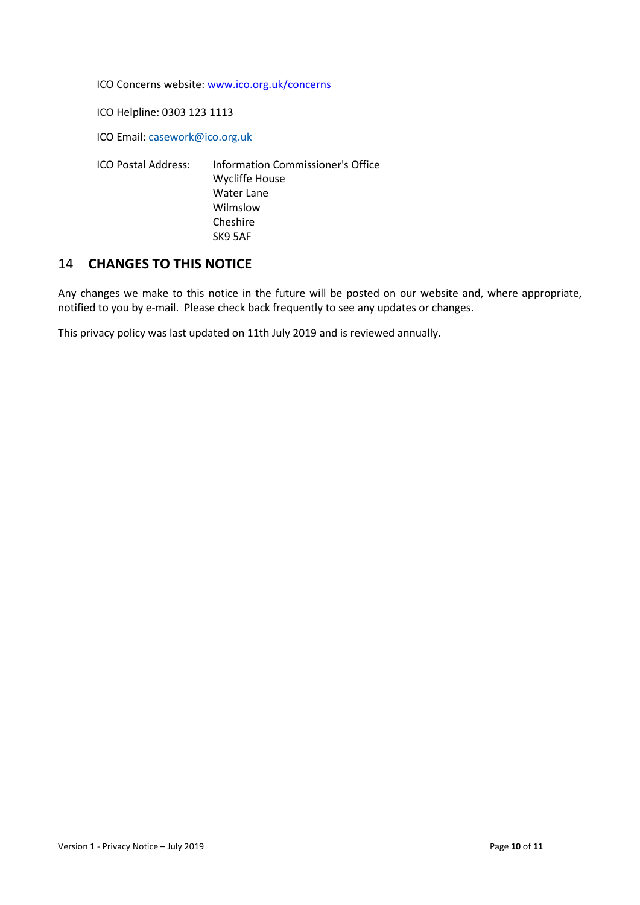ICO Concerns website: [www.ico.org.uk/concerns](http://www.ico.org.uk/concerns)

ICO Helpline: 0303 123 1113

ICO Email: casework@ico.org.uk

ICO Postal Address: Information Commissioner's Office
Wycliffe House
Water Lane
Wilmslow
Cheshire
SK9 5AF

## 14 CHANGES TO THIS NOTICE

Any changes we make to this notice in the future will be posted on our website and, where appropriate, notified to you by e-mail. Please check back frequently to see any updates or changes.

This privacy policy was last updated on 11th July 2019 and is reviewed annually.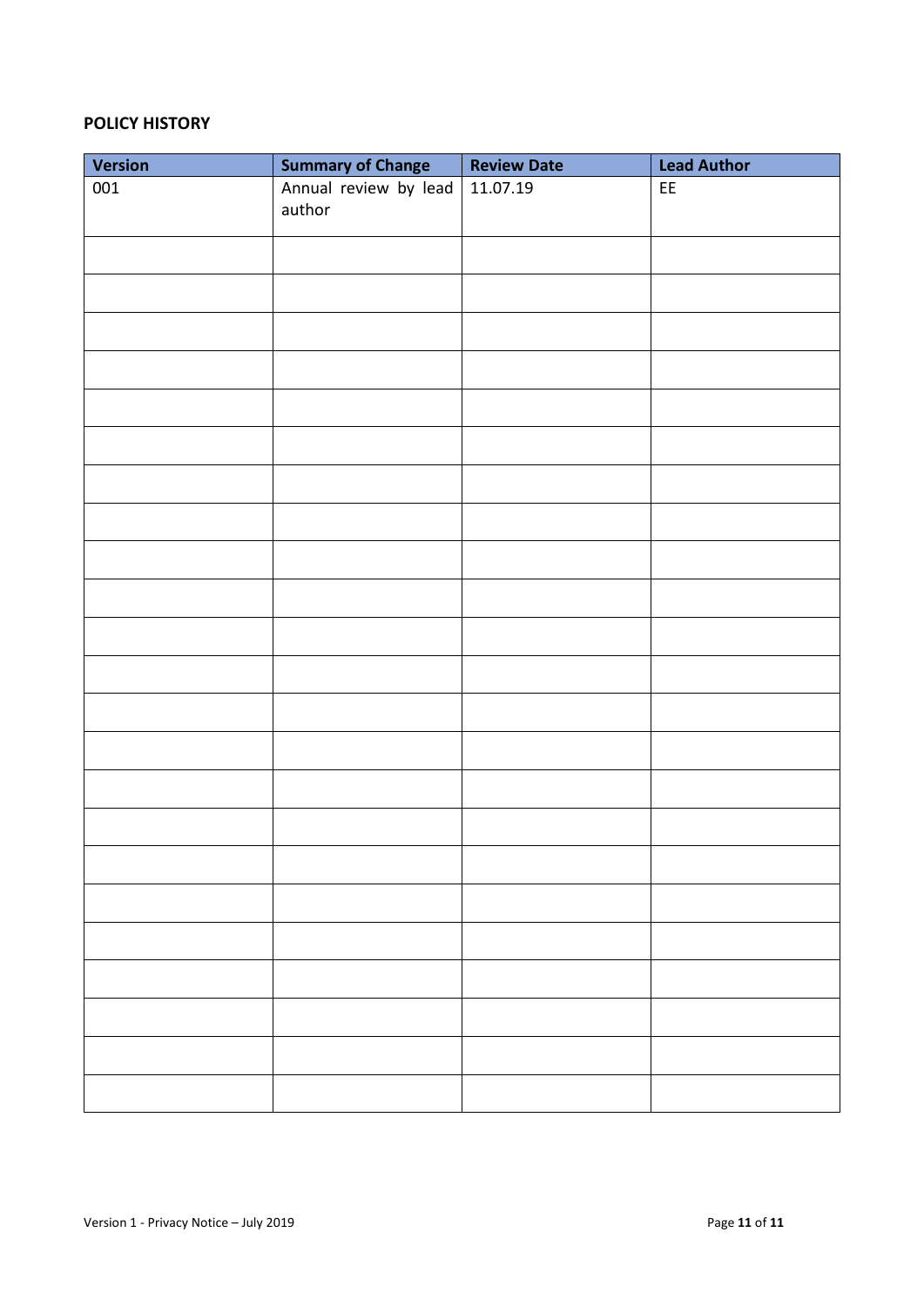**POLICY HISTORY**

| Version | Summary of Change | Review Date | Lead Author |
|---|---|---|---|
| 001 | Annual review by lead author | 11.07.19 | EE |
| | | | |
| | | | |
| | | | |
| | | | |
| | | | |
| | | | |
| | | | |
| | | | |
| | | | |
| | | | |
| | | | |
| | | | |
| | | | |
| | | | |
| | | | |
| | | | |
| | | | |
| | | | |
| | | | |
| | | | |
| | | | |
| | | | |
| | | | |